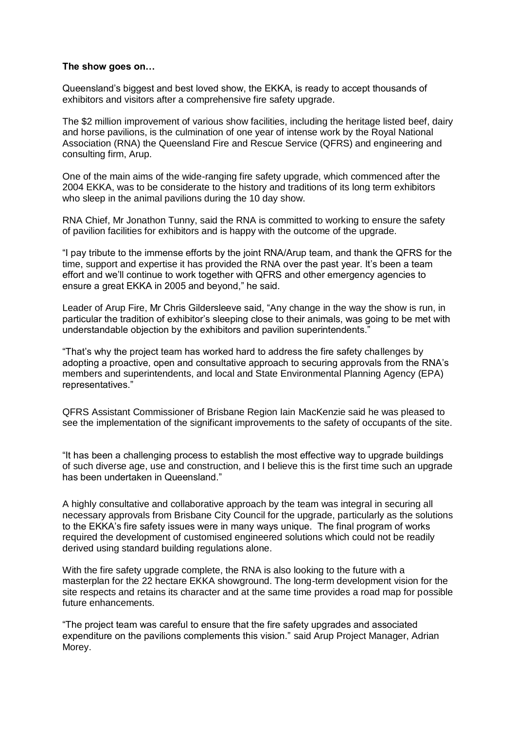**The show goes on…**

Queensland's biggest and best loved show, the EKKA, is ready to accept thousands of exhibitors and visitors after a comprehensive fire safety upgrade.

The $2 million improvement of various show facilities, including the heritage listed beef, dairy and horse pavilions, is the culmination of one year of intense work by the Royal National Association (RNA) the Queensland Fire and Rescue Service (QFRS) and engineering and consulting firm, Arup.

One of the main aims of the wide-ranging fire safety upgrade, which commenced after the 2004 EKKA, was to be considerate to the history and traditions of its long term exhibitors who sleep in the animal pavilions during the 10 day show.

RNA Chief, Mr Jonathon Tunny, said the RNA is committed to working to ensure the safety of pavilion facilities for exhibitors and is happy with the outcome of the upgrade.

"I pay tribute to the immense efforts by the joint RNA/Arup team, and thank the QFRS for the time, support and expertise it has provided the RNA over the past year. It's been a team effort and we'll continue to work together with QFRS and other emergency agencies to ensure a great EKKA in 2005 and beyond," he said.

Leader of Arup Fire, Mr Chris Gildersleeve said, "Any change in the way the show is run, in particular the tradition of exhibitor's sleeping close to their animals, was going to be met with understandable objection by the exhibitors and pavilion superintendents."

"That's why the project team has worked hard to address the fire safety challenges by adopting a proactive, open and consultative approach to securing approvals from the RNA's members and superintendents, and local and State Environmental Planning Agency (EPA) representatives."

QFRS Assistant Commissioner of Brisbane Region Iain MacKenzie said he was pleased to see the implementation of the significant improvements to the safety of occupants of the site.

"It has been a challenging process to establish the most effective way to upgrade buildings of such diverse age, use and construction, and I believe this is the first time such an upgrade has been undertaken in Queensland."

A highly consultative and collaborative approach by the team was integral in securing all necessary approvals from Brisbane City Council for the upgrade, particularly as the solutions to the EKKA's fire safety issues were in many ways unique. The final program of works required the development of customised engineered solutions which could not be readily derived using standard building regulations alone.

With the fire safety upgrade complete, the RNA is also looking to the future with a masterplan for the 22 hectare EKKA showground. The long-term development vision for the site respects and retains its character and at the same time provides a road map for possible future enhancements.

"The project team was careful to ensure that the fire safety upgrades and associated expenditure on the pavilions complements this vision." said Arup Project Manager, Adrian Morey.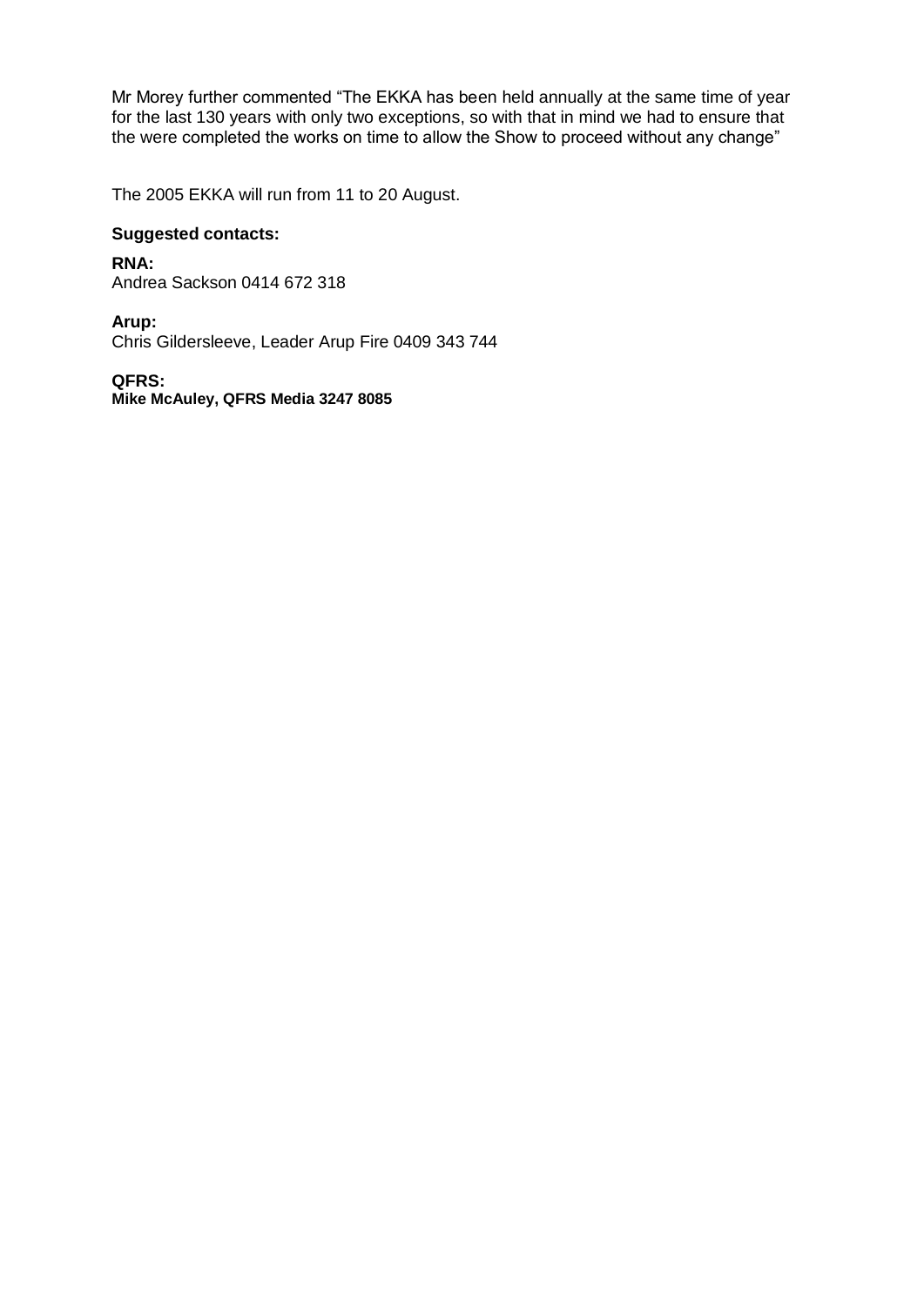Mr Morey further commented "The EKKA has been held annually at the same time of year for the last 130 years with only two exceptions, so with that in mind we had to ensure that the were completed the works on time to allow the Show to proceed without any change"

The 2005 EKKA will run from 11 to 20 August.

**Suggested contacts:**

**RNA:**
Andrea Sackson 0414 672 318

**Arup:**
Chris Gildersleeve, Leader Arup Fire 0409 343 744

**QFRS:**
**Mike McAuley, QFRS Media 3247 8085**